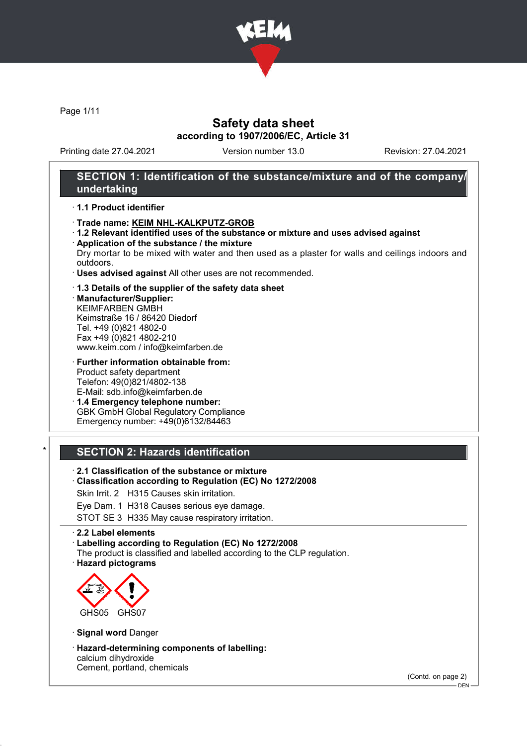# Safety data sheet

**according to 1907/2006/EC, Article 31**

Printing date 27.04.2021 | Version number 13.0 | Revision: 27.04.2021

## SECTION 1: Identification of the substance/mixture and of the company/undertaking

· **1.1 Product identifier**

· **Trade name: KEIM NHL-KALKPUTZ-GROB**

· **1.2 Relevant identified uses of the substance or mixture and uses advised against**

· **Application of the substance / the mixture**
Dry mortar to be mixed with water and then used as a plaster for walls and ceilings indoors and outdoors.

· **Uses advised against** All other uses are not recommended.

· **1.3 Details of the supplier of the safety data sheet**

· **Manufacturer/Supplier:**
KEIMFARBEN GMBH
Keimstraße 16 / 86420 Diedorf
Tel. +49 (0)821 4802-0
Fax +49 (0)821 4802-210
www.keim.com / info@keimfarben.de

· **Further information obtainable from:**
Product safety department
Telefon: 49(0)821/4802-138
E-Mail: sdb.info@keimfarben.de

· **1.4 Emergency telephone number:**
GBK GmbH Global Regulatory Compliance
Emergency number: +49(0)6132/84463

## * SECTION 2: Hazards identification

· **2.1 Classification of the substance or mixture**

· **Classification according to Regulation (EC) No 1272/2008**

Skin Irrit. 2 H315 Causes skin irritation.

Eye Dam. 1 H318 Causes serious eye damage.

STOT SE 3 H335 May cause respiratory irritation.

· **2.2 Label elements**

· **Labelling according to Regulation (EC) No 1272/2008**
The product is classified and labelled according to the CLP regulation.

· **Hazard pictograms**

GHS05 GHS07

· **Signal word** Danger

· **Hazard-determining components of labelling:**
calcium dihydroxide
Cement, portland, chemicals

(Contd. on page 2)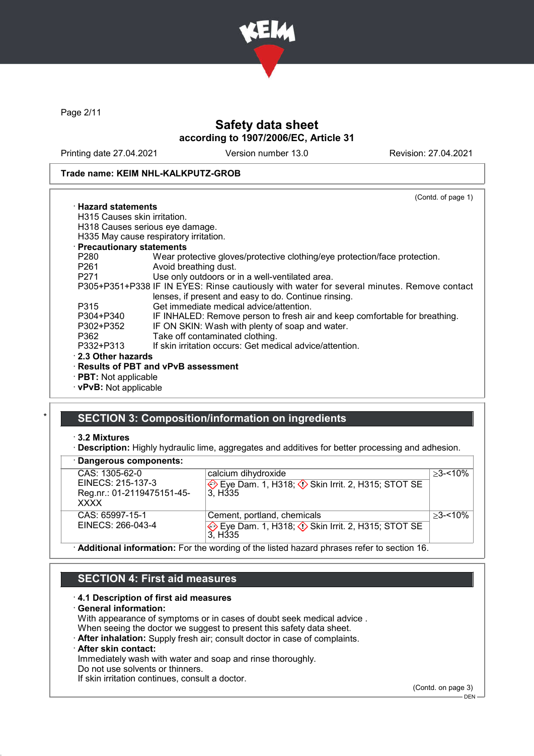Trade name: KEIM NHL-KALKPUTZ-GROB

(Contd. of page 1)

· **Hazard statements**
H315 Causes skin irritation.
H318 Causes serious eye damage.
H335 May cause respiratory irritation.

· **Precautionary statements**

| | |
|---|---|
| P280 | Wear protective gloves/protective clothing/eye protection/face protection. |
| P261 | Avoid breathing dust. |
| P271 | Use only outdoors or in a well-ventilated area. |
| P305+P351+P338 | IF IN EYES: Rinse cautiously with water for several minutes. Remove contact lenses, if present and easy to do. Continue rinsing. |
| P315 | Get immediate medical advice/attention. |
| P304+P340 | IF INHALED: Remove person to fresh air and keep comfortable for breathing. |
| P302+P352 | IF ON SKIN: Wash with plenty of soap and water. |
| P362 | Take off contaminated clothing. |
| P332+P313 | If skin irritation occurs: Get medical advice/attention. |

· **2.3 Other hazards**
· **Results of PBT and vPvB assessment**
· **PBT:** Not applicable
· **vPvB:** Not applicable

## SECTION 3: Composition/information on ingredients

· **3.2 Mixtures**
· **Description:** Highly hydraulic lime, aggregates and additives for better processing and adhesion.

· **Dangerous components:**

| | | |
|---|---|---|
| CAS: 1305-62-0<br>EINECS: 215-137-3<br>Reg.nr.: 01-2119475151-45-XXXX | calcium dihydroxide<br>Eye Dam. 1, H318; Skin Irrit. 2, H315; STOT SE 3, H335 | ≥3-<10% |
| CAS: 65997-15-1<br>EINECS: 266-043-4 | Cement, portland, chemicals<br>Eye Dam. 1, H318; Skin Irrit. 2, H315; STOT SE 3, H335 | ≥3-<10% |

· **Additional information:** For the wording of the listed hazard phrases refer to section 16.

## SECTION 4: First aid measures

· **4.1 Description of first aid measures**
· **General information:**
With appearance of symptoms or in cases of doubt seek medical advice .
When seeing the doctor we suggest to present this safety data sheet.
· **After inhalation:** Supply fresh air; consult doctor in case of complaints.
· **After skin contact:**
Immediately wash with water and soap and rinse thoroughly.
Do not use solvents or thinners.
If skin irritation continues, consult a doctor.

(Contd. on page 3)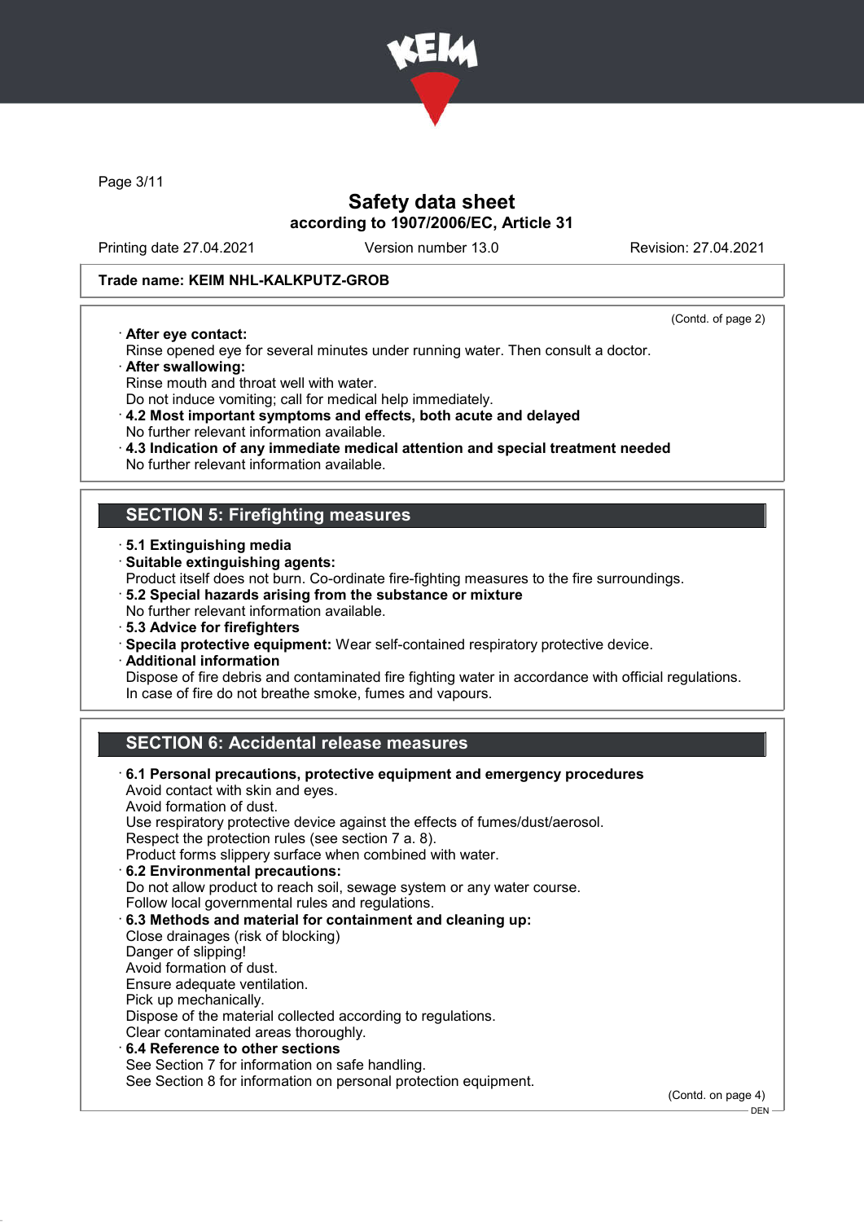# Safety data sheet

## according to 1907/2006/EC, Article 31

Printing date 27.04.2021 | Version number 13.0 | Revision: 27.04.2021

**Trade name: KEIM NHL-KALKPUTZ-GROB**

(Contd. of page 2)

· **After eye contact:**
Rinse opened eye for several minutes under running water. Then consult a doctor.

· **After swallowing:**
Rinse mouth and throat well with water.
Do not induce vomiting; call for medical help immediately.

· **4.2 Most important symptoms and effects, both acute and delayed**
No further relevant information available.

· **4.3 Indication of any immediate medical attention and special treatment needed**
No further relevant information available.

## SECTION 5: Firefighting measures

· **5.1 Extinguishing media**

· **Suitable extinguishing agents:**
Product itself does not burn. Co-ordinate fire-fighting measures to the fire surroundings.

· **5.2 Special hazards arising from the substance or mixture**
No further relevant information available.

· **5.3 Advice for firefighters**

· **Specila protective equipment:** Wear self-contained respiratory protective device.

· **Additional information**
Dispose of fire debris and contaminated fire fighting water in accordance with official regulations.
In case of fire do not breathe smoke, fumes and vapours.

## SECTION 6: Accidental release measures

· **6.1 Personal precautions, protective equipment and emergency procedures**
Avoid contact with skin and eyes.
Avoid formation of dust.
Use respiratory protective device against the effects of fumes/dust/aerosol.
Respect the protection rules (see section 7 a. 8).
Product forms slippery surface when combined with water.

· **6.2 Environmental precautions:**
Do not allow product to reach soil, sewage system or any water course.
Follow local governmental rules and regulations.

· **6.3 Methods and material for containment and cleaning up:**
Close drainages (risk of blocking)
Danger of slipping!
Avoid formation of dust.
Ensure adequate ventilation.
Pick up mechanically.
Dispose of the material collected according to regulations.
Clear contaminated areas thoroughly.

· **6.4 Reference to other sections**
See Section 7 for information on safe handling.
See Section 8 for information on personal protection equipment.

(Contd. on page 4)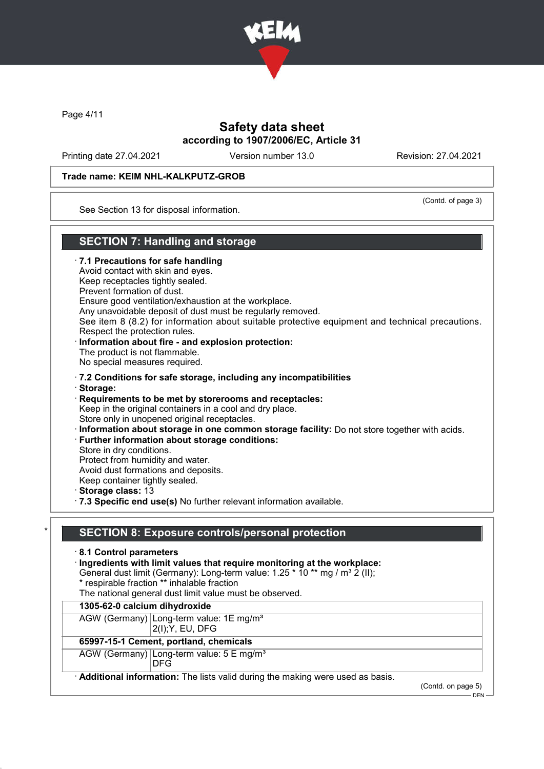Trade name: KEIM NHL-KALKPUTZ-GROB

(Contd. of page 3)

See Section 13 for disposal information.

## SECTION 7: Handling and storage

· **7.1 Precautions for safe handling**
Avoid contact with skin and eyes.
Keep receptacles tightly sealed.
Prevent formation of dust.
Ensure good ventilation/exhaustion at the workplace.
Any unavoidable deposit of dust must be regularly removed.
See item 8 (8.2) for information about suitable protective equipment and technical precautions.
Respect the protection rules.

· **Information about fire - and explosion protection:**
The product is not flammable.
No special measures required.

· **7.2 Conditions for safe storage, including any incompatibilities**
· **Storage:**
· **Requirements to be met by storerooms and receptacles:**
Keep in the original containers in a cool and dry place.
Store only in unopened original receptacles.
· **Information about storage in one common storage facility:** Do not store together with acids.
· **Further information about storage conditions:**
Store in dry conditions.
Protect from humidity and water.
Avoid dust formations and deposits.
Keep container tightly sealed.
· **Storage class:** 13
· **7.3 Specific end use(s)** No further relevant information available.

## * SECTION 8: Exposure controls/personal protection

· **8.1 Control parameters**
· **Ingredients with limit values that require monitoring at the workplace:**
General dust limit (Germany): Long-term value: 1.25 * 10 ** mg / m³ 2 (II);
* respirable fraction ** inhalable fraction
The national general dust limit value must be observed.

| **1305-62-0 calcium dihydroxide** | |
|---|---|
| AGW (Germany) | Long-term value: 1E mg/m³<br>2(I);Y, EU, DFG |
| **65997-15-1 Cement, portland, chemicals** | |
| AGW (Germany) | Long-term value: 5 E mg/m³<br>DFG |

· **Additional information:** The lists valid during the making were used as basis.

(Contd. on page 5)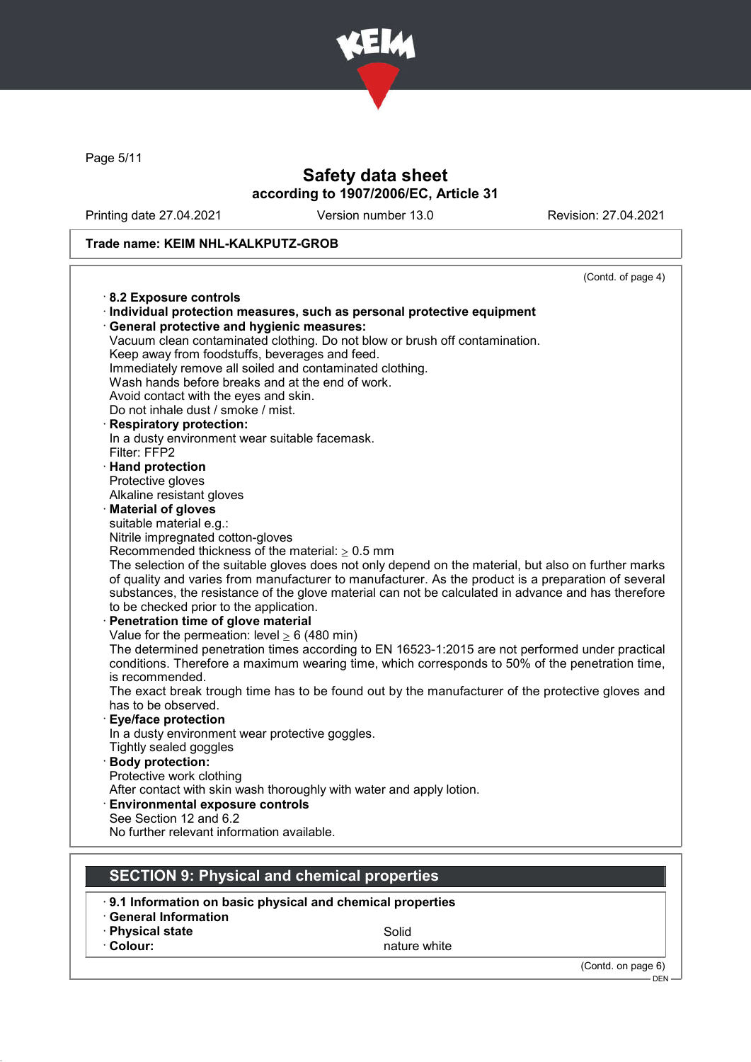Trade name: KEIM NHL-KALKPUTZ-GROB

(Contd. of page 4)

· **8.2 Exposure controls**
· **Individual protection measures, such as personal protective equipment**
· **General protective and hygienic measures:**
Vacuum clean contaminated clothing. Do not blow or brush off contamination.
Keep away from foodstuffs, beverages and feed.
Immediately remove all soiled and contaminated clothing.
Wash hands before breaks and at the end of work.
Avoid contact with the eyes and skin.
Do not inhale dust / smoke / mist.
· **Respiratory protection:**
In a dusty environment wear suitable facemask.
Filter: FFP2
· **Hand protection**
Protective gloves
Alkaline resistant gloves
· **Material of gloves**
suitable material e.g.:
Nitrile impregnated cotton-gloves
Recommended thickness of the material: $\geq$ 0.5 mm
The selection of the suitable gloves does not only depend on the material, but also on further marks of quality and varies from manufacturer to manufacturer. As the product is a preparation of several substances, the resistance of the glove material can not be calculated in advance and has therefore to be checked prior to the application.
· **Penetration time of glove material**
Value for the permeation: level $\geq$ 6 (480 min)
The determined penetration times according to EN 16523-1:2015 are not performed under practical conditions. Therefore a maximum wearing time, which corresponds to 50% of the penetration time, is recommended.
The exact break trough time has to be found out by the manufacturer of the protective gloves and has to be observed.
· **Eye/face protection**
In a dusty environment wear protective goggles.
Tightly sealed goggles
· **Body protection:**
Protective work clothing
After contact with skin wash thoroughly with water and apply lotion.
· **Environmental exposure controls**
See Section 12 and 6.2
No further relevant information available.

## SECTION 9: Physical and chemical properties

· **9.1 Information on basic physical and chemical properties**
· **General Information**

| | |
|---|---|
| · **Physical state** | Solid |
| · **Colour:** | nature white |

(Contd. on page 6)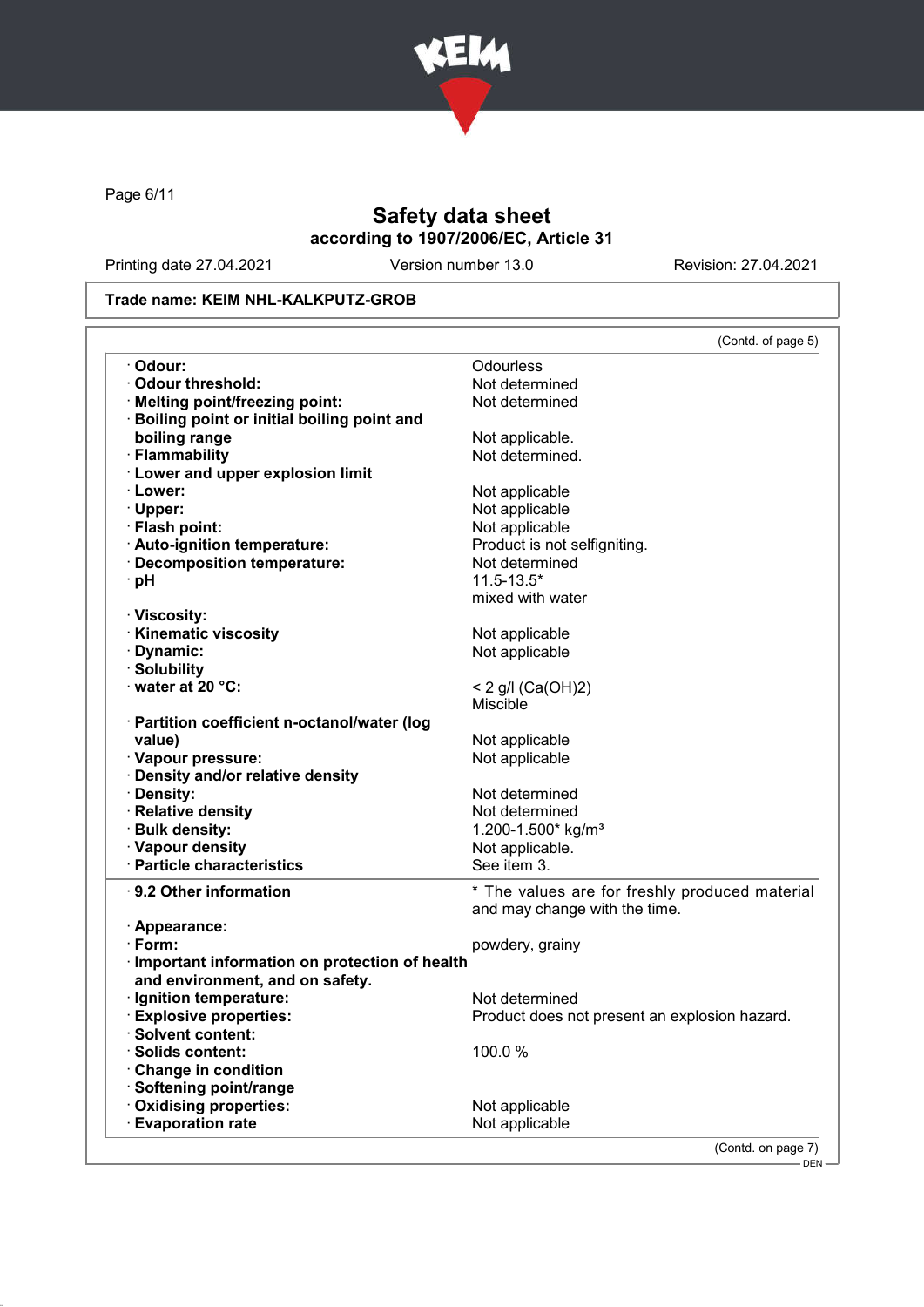Trade name: KEIM NHL-KALKPUTZ-GROB

(Contd. of page 5)

| | |
|---|---|
| · **Odour:** | Odourless |
| · **Odour threshold:** | Not determined |
| · **Melting point/freezing point:** | Not determined |
| · **Boiling point or initial boiling point and boiling range** | Not applicable. |
| · **Flammability** | Not determined. |
| · **Lower and upper explosion limit** | |
| · **Lower:** | Not applicable |
| · **Upper:** | Not applicable |
| · **Flash point:** | Not applicable |
| · **Auto-ignition temperature:** | Product is not selfigniting. |
| · **Decomposition temperature:** | Not determined |
| · **pH** | 11.5-13.5* mixed with water |
| · **Viscosity:** | |
| · **Kinematic viscosity** | Not applicable |
| · **Dynamic:** | Not applicable |
| · **Solubility** | |
| · **water at 20 °C:** | < 2 g/l ($Ca(OH)_2$) Miscible |
| · **Partition coefficient n-octanol/water (log value)** | Not applicable |
| · **Vapour pressure:** | Not applicable |
| · **Density and/or relative density** | |
| · **Density:** | Not determined |
| · **Relative density** | Not determined |
| · **Bulk density:** | 1.200-1.500* kg/m³ |
| · **Vapour density** | Not applicable. |
| · **Particle characteristics** | See item 3. |

| | |
|---|---|
| · **9.2 Other information** | * The values are for freshly produced material and may change with the time. |
| · **Appearance:** | |
| · **Form:** | powdery, grainy |
| · **Important information on protection of health and environment, and on safety.** | |
| · **Ignition temperature:** | Not determined |
| · **Explosive properties:** | Product does not present an explosion hazard. |
| · **Solvent content:** | |
| · **Solids content:** | 100.0 % |
| · **Change in condition** | |
| · **Softening point/range** | |
| · **Oxidising properties:** | Not applicable |
| · **Evaporation rate** | Not applicable |

(Contd. on page 7)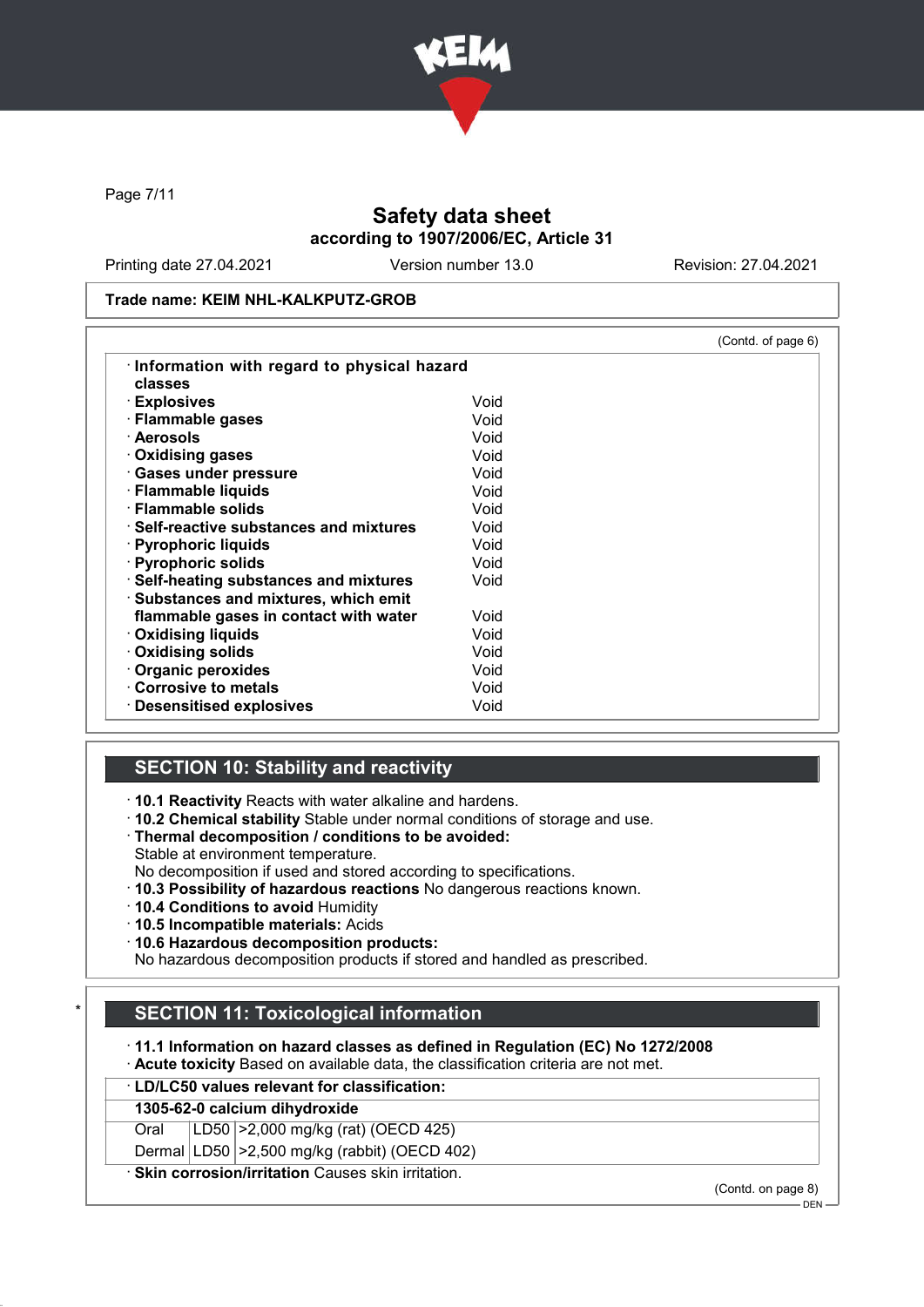Trade name: KEIM NHL-KALKPUTZ-GROB

(Contd. of page 6)

· **Information with regard to physical hazard classes**

| | |
|---|---|
| · **Explosives** | Void |
| · **Flammable gases** | Void |
| · **Aerosols** | Void |
| · **Oxidising gases** | Void |
| · **Gases under pressure** | Void |
| · **Flammable liquids** | Void |
| · **Flammable solids** | Void |
| · **Self-reactive substances and mixtures** | Void |
| · **Pyrophoric liquids** | Void |
| · **Pyrophoric solids** | Void |
| · **Self-heating substances and mixtures** | Void |
| · **Substances and mixtures, which emit flammable gases in contact with water** | Void |
| · **Oxidising liquids** | Void |
| · **Oxidising solids** | Void |
| · **Organic peroxides** | Void |
| · **Corrosive to metals** | Void |
| · **Desensitised explosives** | Void |

## SECTION 10: Stability and reactivity

· **10.1 Reactivity** Reacts with water alkaline and hardens.
· **10.2 Chemical stability** Stable under normal conditions of storage and use.
· **Thermal decomposition / conditions to be avoided:**
Stable at environment temperature.
No decomposition if used and stored according to specifications.
· **10.3 Possibility of hazardous reactions** No dangerous reactions known.
· **10.4 Conditions to avoid** Humidity
· **10.5 Incompatible materials:** Acids
· **10.6 Hazardous decomposition products:**
No hazardous decomposition products if stored and handled as prescribed.

## * SECTION 11: Toxicological information

· **11.1 Information on hazard classes as defined in Regulation (EC) No 1272/2008**
· **Acute toxicity** Based on available data, the classification criteria are not met.

| · **LD/LC50 values relevant for classification:** | | |
|---|---|---|
| **1305-62-0 calcium dihydroxide** | | |
| Oral | LD50 | >2,000 mg/kg (rat) (OECD 425) |
| Dermal | LD50 | >2,500 mg/kg (rabbit) (OECD 402) |

· **Skin corrosion/irritation** Causes skin irritation.

(Contd. on page 8)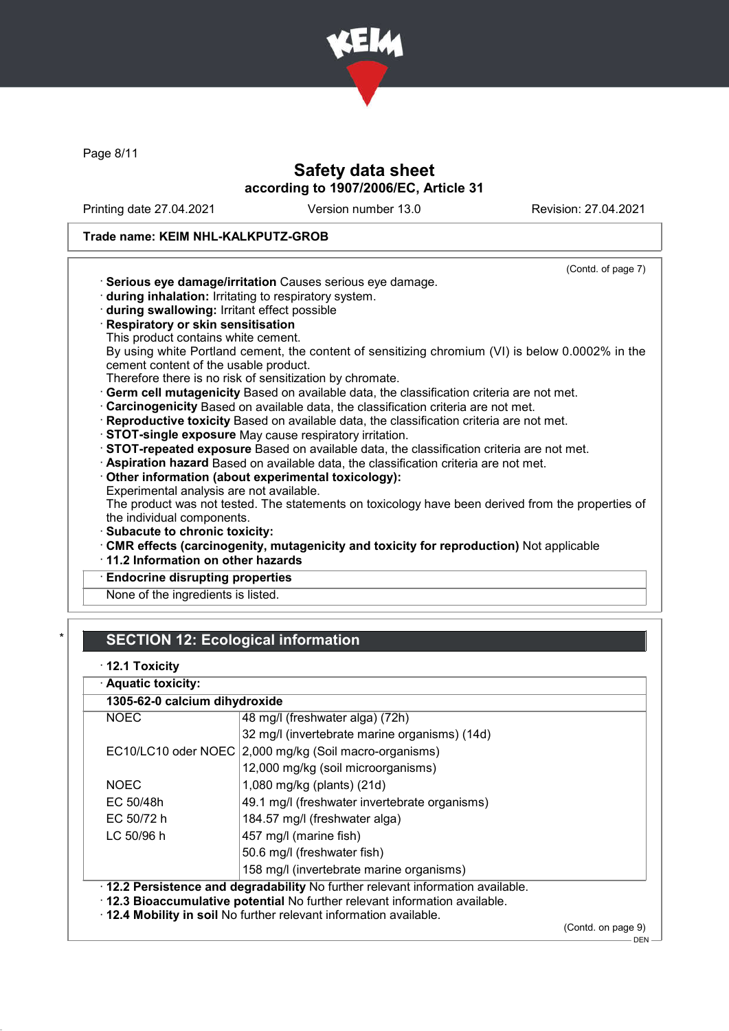Trade name: KEIM NHL-KALKPUTZ-GROB

(Contd. of page 7)

· **Serious eye damage/irritation** Causes serious eye damage.
· **during inhalation:** Irritating to respiratory system.
· **during swallowing:** Irritant effect possible
· **Respiratory or skin sensitisation**
This product contains white cement.
By using white Portland cement, the content of sensitizing chromium (VI) is below 0.0002% in the cement content of the usable product.
Therefore there is no risk of sensitization by chromate.
· **Germ cell mutagenicity** Based on available data, the classification criteria are not met.
· **Carcinogenicity** Based on available data, the classification criteria are not met.
· **Reproductive toxicity** Based on available data, the classification criteria are not met.
· **STOT-single exposure** May cause respiratory irritation.
· **STOT-repeated exposure** Based on available data, the classification criteria are not met.
· **Aspiration hazard** Based on available data, the classification criteria are not met.
· **Other information (about experimental toxicology):**
Experimental analysis are not available.
The product was not tested. The statements on toxicology have been derived from the properties of the individual components.
· **Subacute to chronic toxicity:**
· **CMR effects (carcinogenity, mutagenicity and toxicity for reproduction)** Not applicable
· **11.2 Information on other hazards**
· **Endocrine disrupting properties**
None of the ingredients is listed.

## SECTION 12: Ecological information

· **12.1 Toxicity**

· **Aquatic toxicity:**

| **1305-62-0 calcium dihydroxide** | |
|---|---|
| NOEC | 48 mg/l (freshwater alga) (72h) |
| | 32 mg/l (invertebrate marine organisms) (14d) |
| EC10/LC10 oder NOEC | 2,000 mg/kg (Soil macro-organisms) |
| | 12,000 mg/kg (soil microorganisms) |
| NOEC | 1,080 mg/kg (plants) (21d) |
| EC 50/48h | 49.1 mg/l (freshwater invertebrate organisms) |
| EC 50/72 h | 184.57 mg/l (freshwater alga) |
| LC 50/96 h | 457 mg/l (marine fish) |
| | 50.6 mg/l (freshwater fish) |
| | 158 mg/l (invertebrate marine organisms) |

· **12.2 Persistence and degradability** No further relevant information available.
· **12.3 Bioaccumulative potential** No further relevant information available.
· **12.4 Mobility in soil** No further relevant information available.

(Contd. on page 9)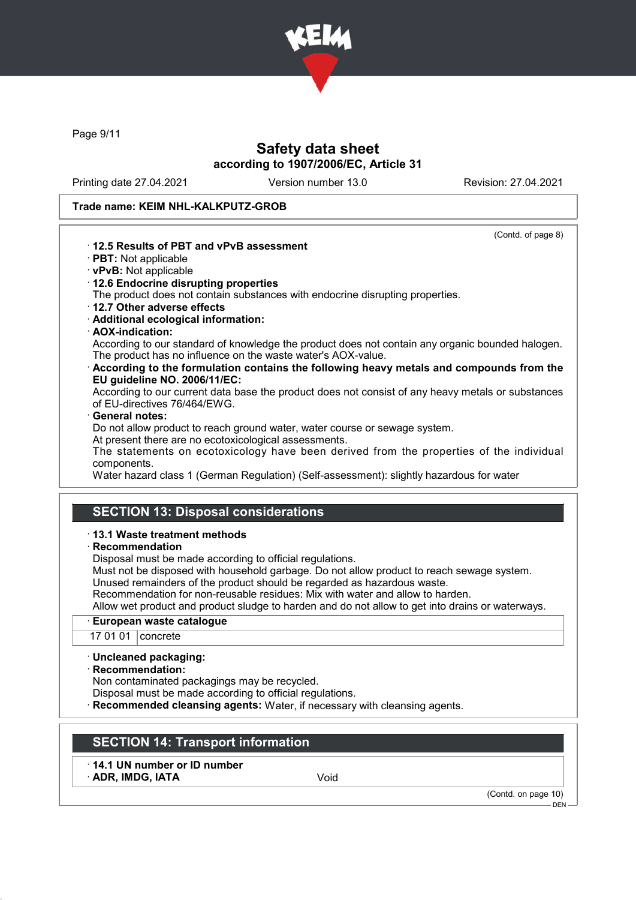Trade name: KEIM NHL-KALKPUTZ-GROB

(Contd. of page 8)

- **12.5 Results of PBT and vPvB assessment**
- **PBT:** Not applicable
- **vPvB:** Not applicable
- **12.6 Endocrine disrupting properties**
  The product does not contain substances with endocrine disrupting properties.
- **12.7 Other adverse effects**
- **Additional ecological information:**
- **AOX-indication:**
  According to our standard of knowledge the product does not contain any organic bounded halogen. The product has no influence on the waste water's AOX-value.
- **According to the formulation contains the following heavy metals and compounds from the EU guideline NO. 2006/11/EC:**
  According to our current data base the product does not consist of any heavy metals or substances of EU-directives 76/464/EWG.
- **General notes:**
  Do not allow product to reach ground water, water course or sewage system.
  At present there are no ecotoxicological assessments.
  The statements on ecotoxicology have been derived from the properties of the individual components.
  Water hazard class 1 (German Regulation) (Self-assessment): slightly hazardous for water

## SECTION 13: Disposal considerations

- **13.1 Waste treatment methods**
- **Recommendation**
  Disposal must be made according to official regulations.
  Must not be disposed with household garbage. Do not allow product to reach sewage system.
  Unused remainders of the product should be regarded as hazardous waste.
  Recommendation for non-reusable residues: Mix with water and allow to harden.
  Allow wet product and product sludge to harden and do not allow to get into drains or waterways.

| European waste catalogue | |
|---|---|
| 17 01 01 | concrete |

- **Uncleaned packaging:**
- **Recommendation:**
  Non contaminated packagings may be recycled.
  Disposal must be made according to official regulations.
- **Recommended cleansing agents:** Water, if necessary with cleansing agents.

## SECTION 14: Transport information

| 14.1 UN number or ID number | |
|---|---|
| ADR, IMDG, IATA | Void |

(Contd. on page 10)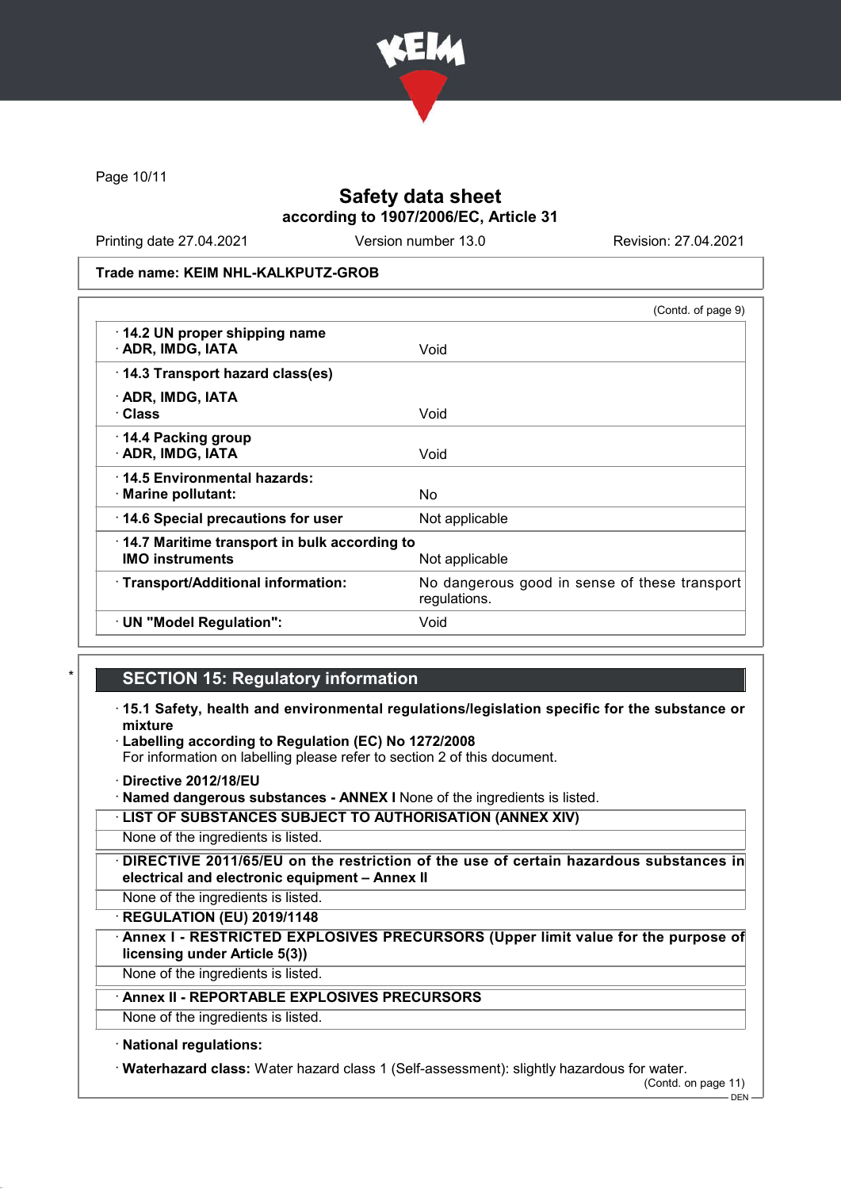Safety data sheet
according to 1907/2006/EC, Article 31

Printing date 27.04.2021 | Version number 13.0 | Revision: 27.04.2021

**Trade name: KEIM NHL-KALKPUTZ-GROB**

(Contd. of page 9)

| | |
|---|---|
| · **14.2 UN proper shipping name** · **ADR, IMDG, IATA** | Void |
| · **14.3 Transport hazard class(es)** · **ADR, IMDG, IATA** · **Class** | Void |
| · **14.4 Packing group** · **ADR, IMDG, IATA** | Void |
| · **14.5 Environmental hazards:** · **Marine pollutant:** | No |
| · **14.6 Special precautions for user** | Not applicable |
| · **14.7 Maritime transport in bulk according to IMO instruments** | Not applicable |
| · **Transport/Additional information:** | No dangerous good in sense of these transport regulations. |
| · **UN "Model Regulation":** | Void |

\*

## SECTION 15: Regulatory information

· **15.1 Safety, health and environmental regulations/legislation specific for the substance or mixture**

· **Labelling according to Regulation (EC) No 1272/2008**
For information on labelling please refer to section 2 of this document.

· **Directive 2012/18/EU**
· **Named dangerous substances - ANNEX I** None of the ingredients is listed.

· **LIST OF SUBSTANCES SUBJECT TO AUTHORISATION (ANNEX XIV)**
None of the ingredients is listed.

· **DIRECTIVE 2011/65/EU on the restriction of the use of certain hazardous substances in electrical and electronic equipment – Annex II**
None of the ingredients is listed.

· **REGULATION (EU) 2019/1148**

· **Annex I - RESTRICTED EXPLOSIVES PRECURSORS (Upper limit value for the purpose of licensing under Article 5(3))**
None of the ingredients is listed.

· **Annex II - REPORTABLE EXPLOSIVES PRECURSORS**
None of the ingredients is listed.

· **National regulations:**

· **Waterhazard class:** Water hazard class 1 (Self-assessment): slightly hazardous for water.

(Contd. on page 11)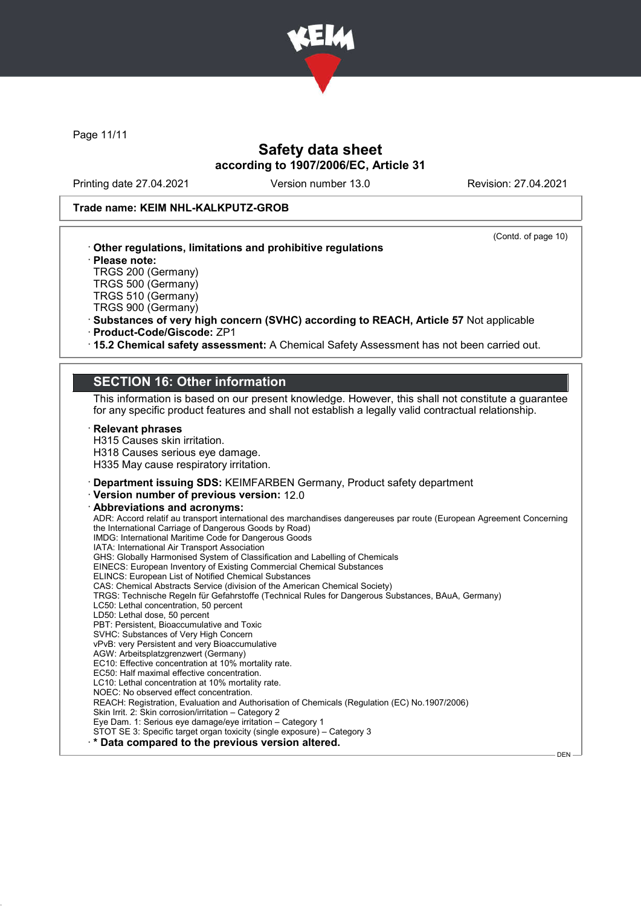# Safety data sheet
## according to 1907/2006/EC, Article 31

Printing date 27.04.2021 Version number 13.0 Revision: 27.04.2021

**Trade name: KEIM NHL-KALKPUTZ-GROB**

(Contd. of page 10)

· **Other regulations, limitations and prohibitive regulations**
· **Please note:**
TRGS 200 (Germany)
TRGS 500 (Germany)
TRGS 510 (Germany)
TRGS 900 (Germany)
· **Substances of very high concern (SVHC) according to REACH, Article 57** Not applicable
· **Product-Code/Giscode:** ZP1
· **15.2 Chemical safety assessment:** A Chemical Safety Assessment has not been carried out.

## SECTION 16: Other information

This information is based on our present knowledge. However, this shall not constitute a guarantee for any specific product features and shall not establish a legally valid contractual relationship.

· **Relevant phrases**
H315 Causes skin irritation.
H318 Causes serious eye damage.
H335 May cause respiratory irritation.

· **Department issuing SDS:** KEIMFARBEN Germany, Product safety department
· **Version number of previous version:** 12.0
· **Abbreviations and acronyms:**
ADR: Accord relatif au transport international des marchandises dangereuses par route (European Agreement Concerning the International Carriage of Dangerous Goods by Road)
IMDG: International Maritime Code for Dangerous Goods
IATA: International Air Transport Association
GHS: Globally Harmonised System of Classification and Labelling of Chemicals
EINECS: European Inventory of Existing Commercial Chemical Substances
ELINCS: European List of Notified Chemical Substances
CAS: Chemical Abstracts Service (division of the American Chemical Society)
TRGS: Technische Regeln für Gefahrstoffe (Technical Rules for Dangerous Substances, BAuA, Germany)
LC50: Lethal concentration, 50 percent
LD50: Lethal dose, 50 percent
PBT: Persistent, Bioaccumulative and Toxic
SVHC: Substances of Very High Concern
vPvB: very Persistent and very Bioaccumulative
AGW: Arbeitsplatzgrenzwert (Germany)
EC10: Effective concentration at 10% mortality rate.
EC50: Half maximal effective concentration.
LC10: Lethal concentration at 10% mortality rate.
NOEC: No observed effect concentration.
REACH: Registration, Evaluation and Authorisation of Chemicals (Regulation (EC) No.1907/2006)
Skin Irrit. 2: Skin corrosion/irritation – Category 2
Eye Dam. 1: Serious eye damage/eye irritation – Category 1
STOT SE 3: Specific target organ toxicity (single exposure) – Category 3
· **\* Data compared to the previous version altered.**